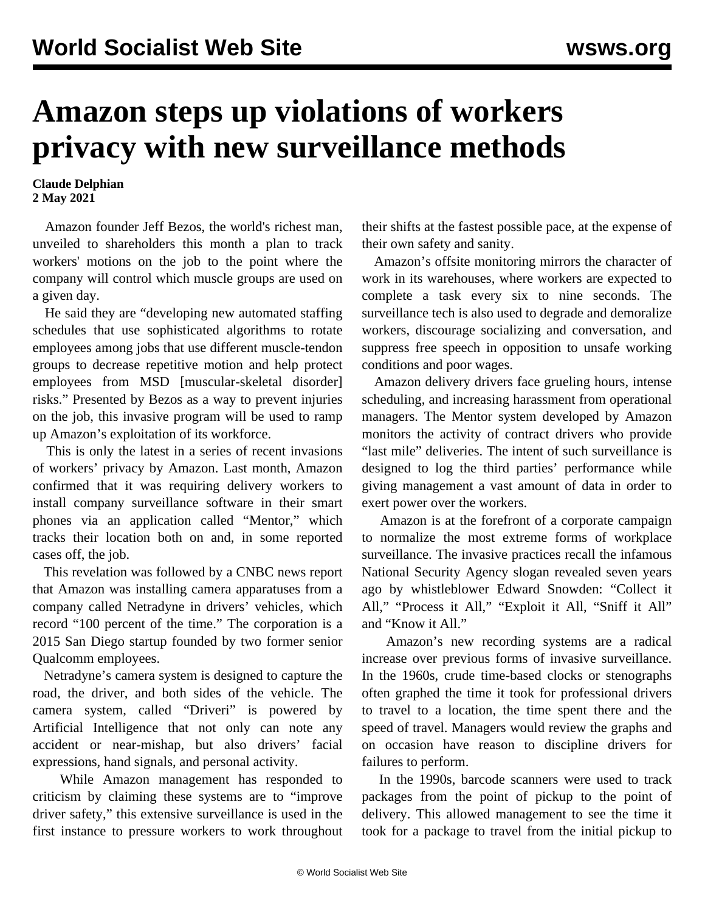# Amazon steps up violations of workers privacy with new surveillance methods

**Claude Delphian**
**2 May 2021**

Amazon founder Jeff Bezos, the world's richest man, unveiled to shareholders this month a plan to track workers' motions on the job to the point where the company will control which muscle groups are used on a given day.

He said they are "developing new automated staffing schedules that use sophisticated algorithms to rotate employees among jobs that use different muscle-tendon groups to decrease repetitive motion and help protect employees from MSD [muscular-skeletal disorder] risks." Presented by Bezos as a way to prevent injuries on the job, this invasive program will be used to ramp up Amazon's exploitation of its workforce.

This is only the latest in a series of recent invasions of workers' privacy by Amazon. Last month, Amazon confirmed that it was requiring delivery workers to install company surveillance software in their smart phones via an application called "Mentor," which tracks their location both on and, in some reported cases off, the job.

This revelation was followed by a CNBC news report that Amazon was installing camera apparatuses from a company called Netradyne in drivers' vehicles, which record "100 percent of the time." The corporation is a 2015 San Diego startup founded by two former senior Qualcomm employees.

Netradyne's camera system is designed to capture the road, the driver, and both sides of the vehicle. The camera system, called "Driveri" is powered by Artificial Intelligence that not only can note any accident or near-mishap, but also drivers' facial expressions, hand signals, and personal activity.

While Amazon management has responded to criticism by claiming these systems are to "improve driver safety," this extensive surveillance is used in the first instance to pressure workers to work throughout their shifts at the fastest possible pace, at the expense of their own safety and sanity.

Amazon's offsite monitoring mirrors the character of work in its warehouses, where workers are expected to complete a task every six to nine seconds. The surveillance tech is also used to degrade and demoralize workers, discourage socializing and conversation, and suppress free speech in opposition to unsafe working conditions and poor wages.

Amazon delivery drivers face grueling hours, intense scheduling, and increasing harassment from operational managers. The Mentor system developed by Amazon monitors the activity of contract drivers who provide "last mile" deliveries. The intent of such surveillance is designed to log the third parties' performance while giving management a vast amount of data in order to exert power over the workers.

Amazon is at the forefront of a corporate campaign to normalize the most extreme forms of workplace surveillance. The invasive practices recall the infamous National Security Agency slogan revealed seven years ago by whistleblower Edward Snowden: "Collect it All," "Process it All," "Exploit it All, "Sniff it All" and "Know it All."

Amazon's new recording systems are a radical increase over previous forms of invasive surveillance. In the 1960s, crude time-based clocks or stenographs often graphed the time it took for professional drivers to travel to a location, the time spent there and the speed of travel. Managers would review the graphs and on occasion have reason to discipline drivers for failures to perform.

In the 1990s, barcode scanners were used to track packages from the point of pickup to the point of delivery. This allowed management to see the time it took for a package to travel from the initial pickup to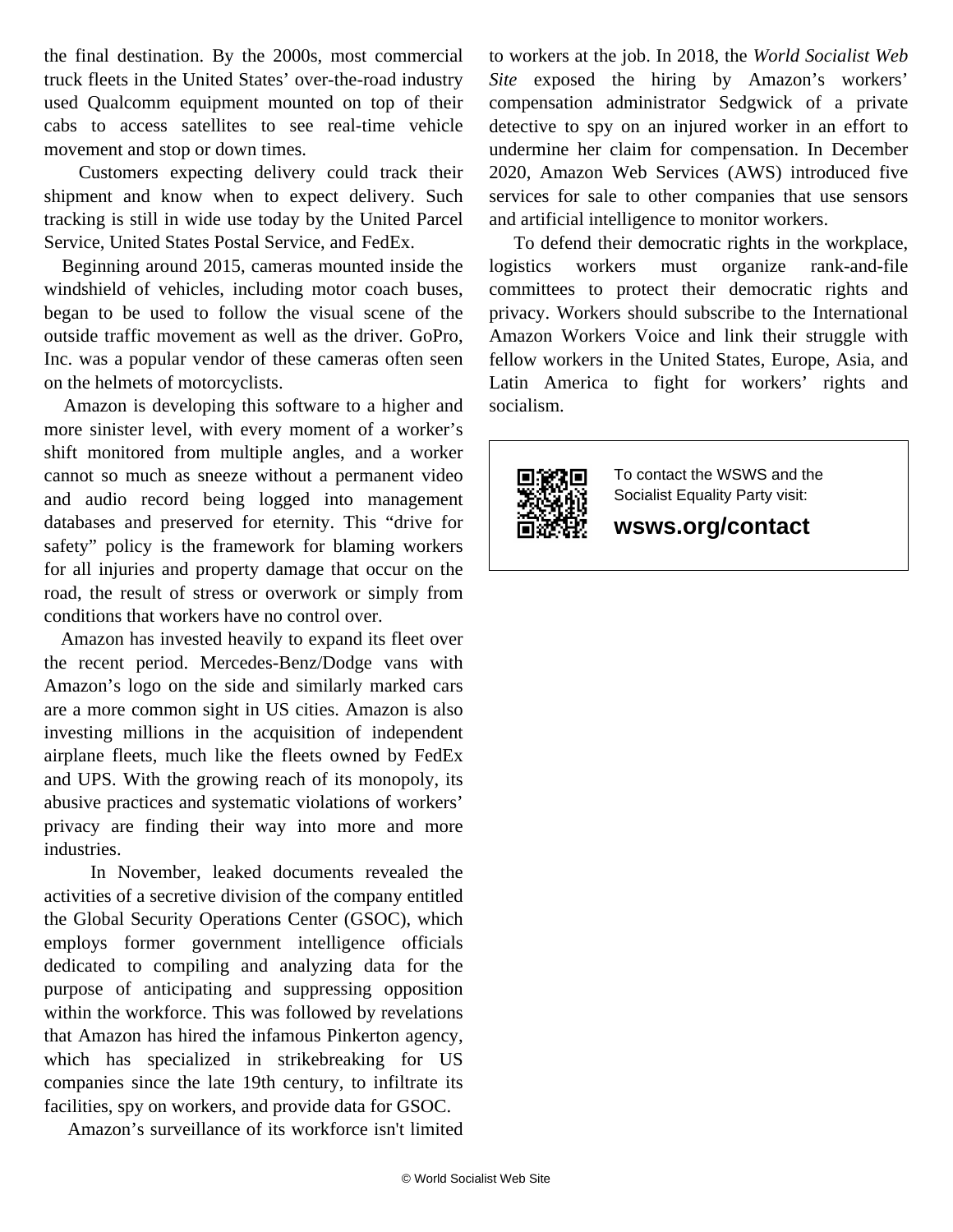the final destination. By the 2000s, most commercial truck fleets in the United States' over-the-road industry used Qualcomm equipment mounted on top of their cabs to access satellites to see real-time vehicle movement and stop or down times.

Customers expecting delivery could track their shipment and know when to expect delivery. Such tracking is still in wide use today by the United Parcel Service, United States Postal Service, and FedEx.

Beginning around 2015, cameras mounted inside the windshield of vehicles, including motor coach buses, began to be used to follow the visual scene of the outside traffic movement as well as the driver. GoPro, Inc. was a popular vendor of these cameras often seen on the helmets of motorcyclists.

Amazon is developing this software to a higher and more sinister level, with every moment of a worker's shift monitored from multiple angles, and a worker cannot so much as sneeze without a permanent video and audio record being logged into management databases and preserved for eternity. This "drive for safety" policy is the framework for blaming workers for all injuries and property damage that occur on the road, the result of stress or overwork or simply from conditions that workers have no control over.

Amazon has invested heavily to expand its fleet over the recent period. Mercedes-Benz/Dodge vans with Amazon's logo on the side and similarly marked cars are a more common sight in US cities. Amazon is also investing millions in the acquisition of independent airplane fleets, much like the fleets owned by FedEx and UPS. With the growing reach of its monopoly, its abusive practices and systematic violations of workers' privacy are finding their way into more and more industries.

In November, leaked documents revealed the activities of a secretive division of the company entitled the Global Security Operations Center (GSOC), which employs former government intelligence officials dedicated to compiling and analyzing data for the purpose of anticipating and suppressing opposition within the workforce. This was followed by revelations that Amazon has hired the infamous Pinkerton agency, which has specialized in strikebreaking for US companies since the late 19th century, to infiltrate its facilities, spy on workers, and provide data for GSOC.

Amazon's surveillance of its workforce isn't limited to workers at the job. In 2018, the *World Socialist Web Site* exposed the hiring by Amazon's workers' compensation administrator Sedgwick of a private detective to spy on an injured worker in an effort to undermine her claim for compensation. In December 2020, Amazon Web Services (AWS) introduced five services for sale to other companies that use sensors and artificial intelligence to monitor workers.

To defend their democratic rights in the workplace, logistics workers must organize rank-and-file committees to protect their democratic rights and privacy. Workers should subscribe to the International Amazon Workers Voice and link their struggle with fellow workers in the United States, Europe, Asia, and Latin America to fight for workers' rights and socialism.

To contact the WSWS and the Socialist Equality Party visit:

**wsws.org/contact**